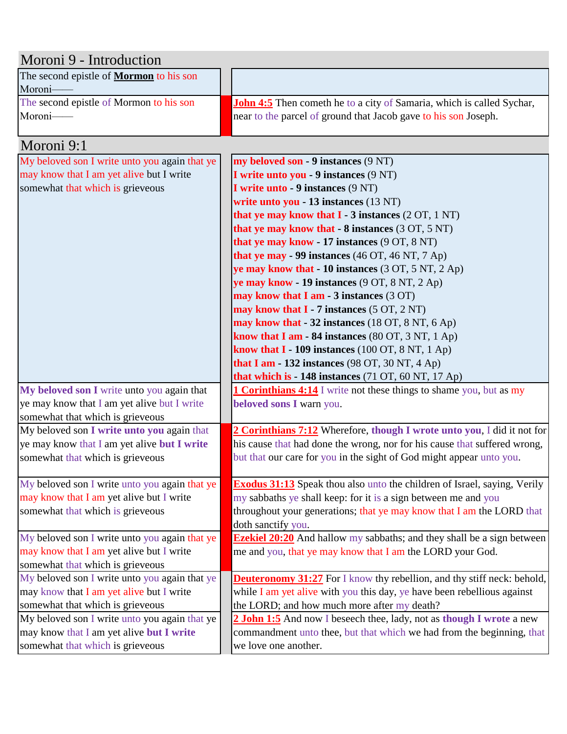## Moroni 9 - Introduction

| | |
|---|---|
| The second epistle of **Mormon** to his son Moroni—— | |
| The second epistle of Mormon to his son Moroni—— | **John 4:5** Then cometh he to a city of Samaria, which is called Sychar, near to the parcel of ground that Jacob gave to his son Joseph. |

## Moroni 9:1

| | |
|---|---|
| My beloved son I write unto you again that ye may know that I am yet alive but I write somewhat that which is grieveous | **my beloved son - 9 instances** (9 NT)<br>**I write unto you - 9 instances** (9 NT)<br>**I write unto - 9 instances** (9 NT)<br>**write unto you - 13 instances** (13 NT)<br>**that ye may know that I - 3 instances** (2 OT, 1 NT)<br>**that ye may know that - 8 instances** (3 OT, 5 NT)<br>**that ye may know - 17 instances** (9 OT, 8 NT)<br>**that ye may - 99 instances** (46 OT, 46 NT, 7 Ap)<br>**ye may know that - 10 instances** (3 OT, 5 NT, 2 Ap)<br>**ye may know - 19 instances** (9 OT, 8 NT, 2 Ap)<br>**may know that I am - 3 instances** (3 OT)<br>**may know that I - 7 instances** (5 OT, 2 NT)<br>**may know that - 32 instances** (18 OT, 8 NT, 6 Ap)<br>**know that I am - 84 instances** (80 OT, 3 NT, 1 Ap)<br>**know that I - 109 instances** (100 OT, 8 NT, 1 Ap)<br>**that I am - 132 instances** (98 OT, 30 NT, 4 Ap)<br>**that which is - 148 instances** (71 OT, 60 NT, 17 Ap) |
| **My beloved son I** write unto you again that ye may know that I am yet alive but I write somewhat that which is grieveous | **1 Corinthians 4:14** I write not these things to shame you, but as my **beloved sons I** warn you. |
| My beloved son **I write unto you** again that ye may know that I am yet alive **but I write** somewhat that which is grieveous | **2 Corinthians 7:12** Wherefore, **though I wrote unto you**, I did it not for his cause that had done the wrong, nor for his cause that suffered wrong, but that our care for you in the sight of God might appear unto you. |
| My beloved son I write unto you again that ye may know that I am yet alive but I write somewhat that which is grieveous | **Exodus 31:13** Speak thou also unto the children of Israel, saying, Verily my sabbaths ye shall keep: for it is a sign between me and you throughout your generations; that ye may know that I am the LORD that doth sanctify you. |
| My beloved son I write unto you again that ye may know that I am yet alive but I write somewhat that which is grieveous | **Ezekiel 20:20** And hallow my sabbaths; and they shall be a sign between me and you, that ye may know that I am the LORD your God. |
| My beloved son I write unto you again that ye may know that I am yet alive but I write somewhat that which is grieveous | **Deuteronomy 31:27** For I know thy rebellion, and thy stiff neck: behold, while I am yet alive with you this day, ye have been rebellious against the LORD; and how much more after my death? |
| My beloved son I write unto you again that ye may know that I am yet alive **but I write** somewhat that which is grieveous | **2 John 1:5** And now I beseech thee, lady, not as **though I wrote** a new commandment unto thee, but that which we had from the beginning, that we love one another. |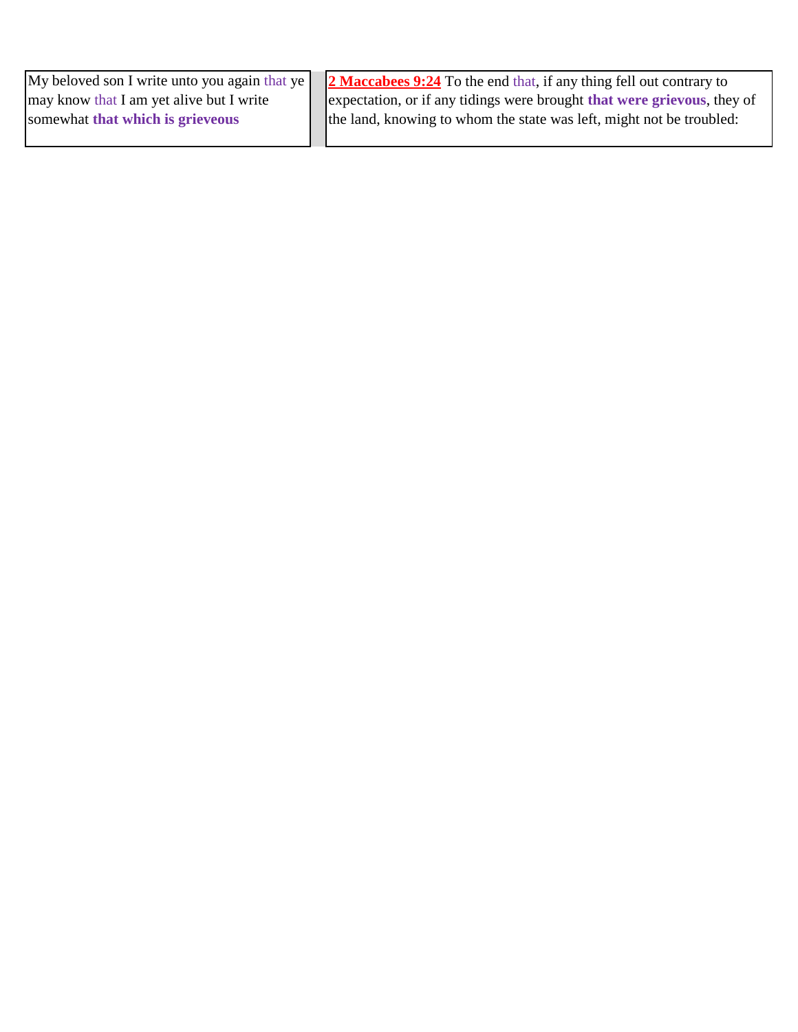| | |
|---|---|
| My beloved son I write unto you again that ye may know that I am yet alive but I write somewhat **that which is grieveous** | **2 Maccabees 9:24** To the end that, if any thing fell out contrary to expectation, or if any tidings were brought **that were grievous**, they of the land, knowing to whom the state was left, might not be troubled: |